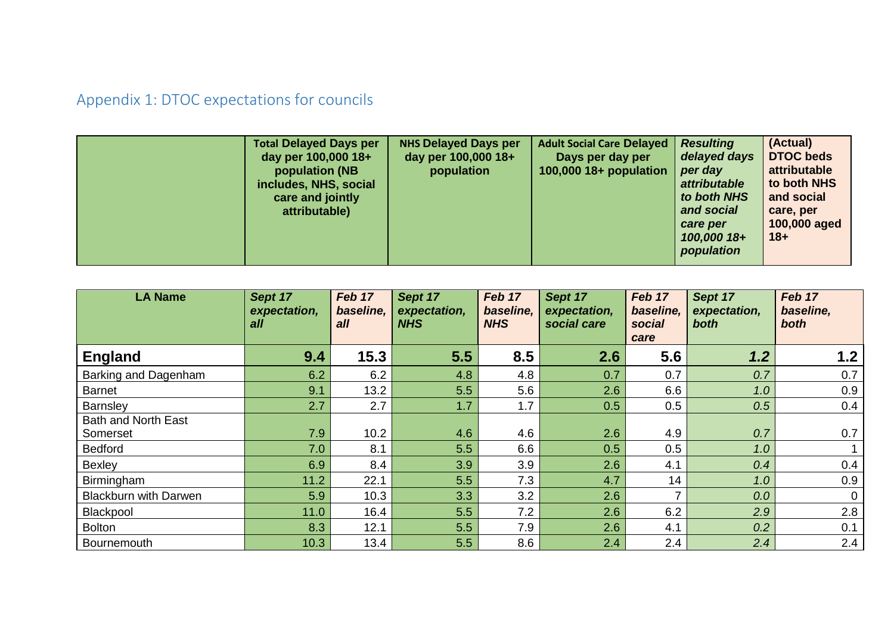## Appendix 1: DTOC expectations for councils

| | **Total Delayed Days per day per 100,000 18+ population (NB includes, NHS, social care and jointly attributable)** | **NHS Delayed Days per day per 100,000 18+ population** | **Adult Social Care Delayed Days per day per 100,000 18+ population** | ***Resulting delayed days per day attributable to both NHS and social care per 100,000 18+ population*** | **(Actual) DTOC beds attributable to both NHS and social care, per 100,000 aged 18+** |
|---|---|---|---|---|---|

| **LA Name** | ***Sept 17 expectation, all*** | ***Feb 17 baseline, all*** | ***Sept 17 expectation, NHS*** | ***Feb 17 baseline, NHS*** | ***Sept 17 expectation, social care*** | ***Feb 17 baseline, social care*** | ***Sept 17 expectation, both*** | ***Feb 17 baseline, both*** |
|---|---|---|---|---|---|---|---|---|
| **England** | **9.4** | **15.3** | **5.5** | **8.5** | **2.6** | **5.6** | ***1.2*** | **1.2** |
| Barking and Dagenham | 6.2 | 6.2 | 4.8 | 4.8 | 0.7 | 0.7 | *0.7* | 0.7 |
| Barnet | 9.1 | 13.2 | 5.5 | 5.6 | 2.6 | 6.6 | *1.0* | 0.9 |
| Barnsley | 2.7 | 2.7 | 1.7 | 1.7 | 0.5 | 0.5 | *0.5* | 0.4 |
| Bath and North East Somerset | 7.9 | 10.2 | 4.6 | 4.6 | 2.6 | 4.9 | *0.7* | 0.7 |
| Bedford | 7.0 | 8.1 | 5.5 | 6.6 | 0.5 | 0.5 | *1.0* | 1 |
| Bexley | 6.9 | 8.4 | 3.9 | 3.9 | 2.6 | 4.1 | *0.4* | 0.4 |
| Birmingham | 11.2 | 22.1 | 5.5 | 7.3 | 4.7 | 14 | *1.0* | 0.9 |
| Blackburn with Darwen | 5.9 | 10.3 | 3.3 | 3.2 | 2.6 | 7 | *0.0* | 0 |
| Blackpool | 11.0 | 16.4 | 5.5 | 7.2 | 2.6 | 6.2 | *2.9* | 2.8 |
| Bolton | 8.3 | 12.1 | 5.5 | 7.9 | 2.6 | 4.1 | *0.2* | 0.1 |
| Bournemouth | 10.3 | 13.4 | 5.5 | 8.6 | 2.4 | 2.4 | *2.4* | 2.4 |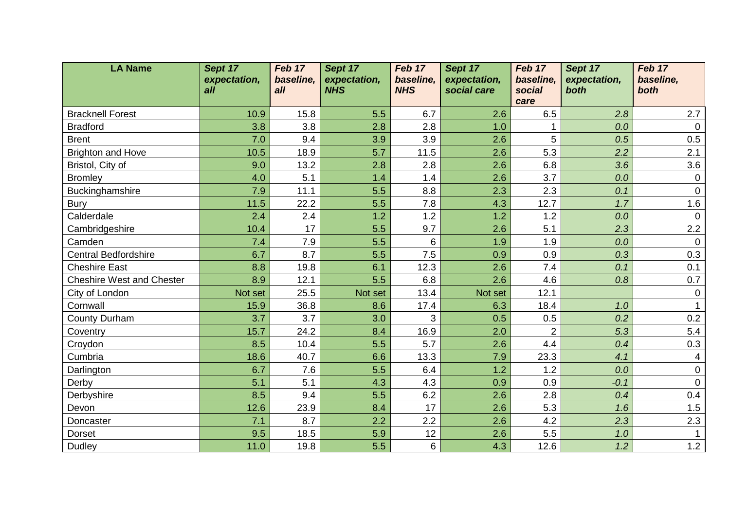| LA Name | *Sept 17 expectation, all* | *Feb 17 baseline, all* | *Sept 17 expectation, NHS* | *Feb 17 baseline, NHS* | *Sept 17 expectation, social care* | *Feb 17 baseline, social care* | *Sept 17 expectation, both* | *Feb 17 baseline, both* |
|---|---|---|---|---|---|---|---|---|
| Bracknell Forest | 10.9 | 15.8 | 5.5 | 6.7 | 2.6 | 6.5 | *2.8* | 2.7 |
| Bradford | 3.8 | 3.8 | 2.8 | 2.8 | 1.0 | 1 | *0.0* | 0 |
| Brent | 7.0 | 9.4 | 3.9 | 3.9 | 2.6 | 5 | *0.5* | 0.5 |
| Brighton and Hove | 10.5 | 18.9 | 5.7 | 11.5 | 2.6 | 5.3 | *2.2* | 2.1 |
| Bristol, City of | 9.0 | 13.2 | 2.8 | 2.8 | 2.6 | 6.8 | *3.6* | 3.6 |
| Bromley | 4.0 | 5.1 | 1.4 | 1.4 | 2.6 | 3.7 | *0.0* | 0 |
| Buckinghamshire | 7.9 | 11.1 | 5.5 | 8.8 | 2.3 | 2.3 | *0.1* | 0 |
| Bury | 11.5 | 22.2 | 5.5 | 7.8 | 4.3 | 12.7 | *1.7* | 1.6 |
| Calderdale | 2.4 | 2.4 | 1.2 | 1.2 | 1.2 | 1.2 | *0.0* | 0 |
| Cambridgeshire | 10.4 | 17 | 5.5 | 9.7 | 2.6 | 5.1 | *2.3* | 2.2 |
| Camden | 7.4 | 7.9 | 5.5 | 6 | 1.9 | 1.9 | *0.0* | 0 |
| Central Bedfordshire | 6.7 | 8.7 | 5.5 | 7.5 | 0.9 | 0.9 | *0.3* | 0.3 |
| Cheshire East | 8.8 | 19.8 | 6.1 | 12.3 | 2.6 | 7.4 | *0.1* | 0.1 |
| Cheshire West and Chester | 8.9 | 12.1 | 5.5 | 6.8 | 2.6 | 4.6 | *0.8* | 0.7 |
| City of London | Not set | 25.5 | Not set | 13.4 | Not set | 12.1 | | 0 |
| Cornwall | 15.9 | 36.8 | 8.6 | 17.4 | 6.3 | 18.4 | *1.0* | 1 |
| County Durham | 3.7 | 3.7 | 3.0 | 3 | 0.5 | 0.5 | *0.2* | 0.2 |
| Coventry | 15.7 | 24.2 | 8.4 | 16.9 | 2.0 | 2 | *5.3* | 5.4 |
| Croydon | 8.5 | 10.4 | 5.5 | 5.7 | 2.6 | 4.4 | *0.4* | 0.3 |
| Cumbria | 18.6 | 40.7 | 6.6 | 13.3 | 7.9 | 23.3 | *4.1* | 4 |
| Darlington | 6.7 | 7.6 | 5.5 | 6.4 | 1.2 | 1.2 | *0.0* | 0 |
| Derby | 5.1 | 5.1 | 4.3 | 4.3 | 0.9 | 0.9 | *-0.1* | 0 |
| Derbyshire | 8.5 | 9.4 | 5.5 | 6.2 | 2.6 | 2.8 | *0.4* | 0.4 |
| Devon | 12.6 | 23.9 | 8.4 | 17 | 2.6 | 5.3 | *1.6* | 1.5 |
| Doncaster | 7.1 | 8.7 | 2.2 | 2.2 | 2.6 | 4.2 | *2.3* | 2.3 |
| Dorset | 9.5 | 18.5 | 5.9 | 12 | 2.6 | 5.5 | *1.0* | 1 |
| Dudley | 11.0 | 19.8 | 5.5 | 6 | 4.3 | 12.6 | *1.2* | 1.2 |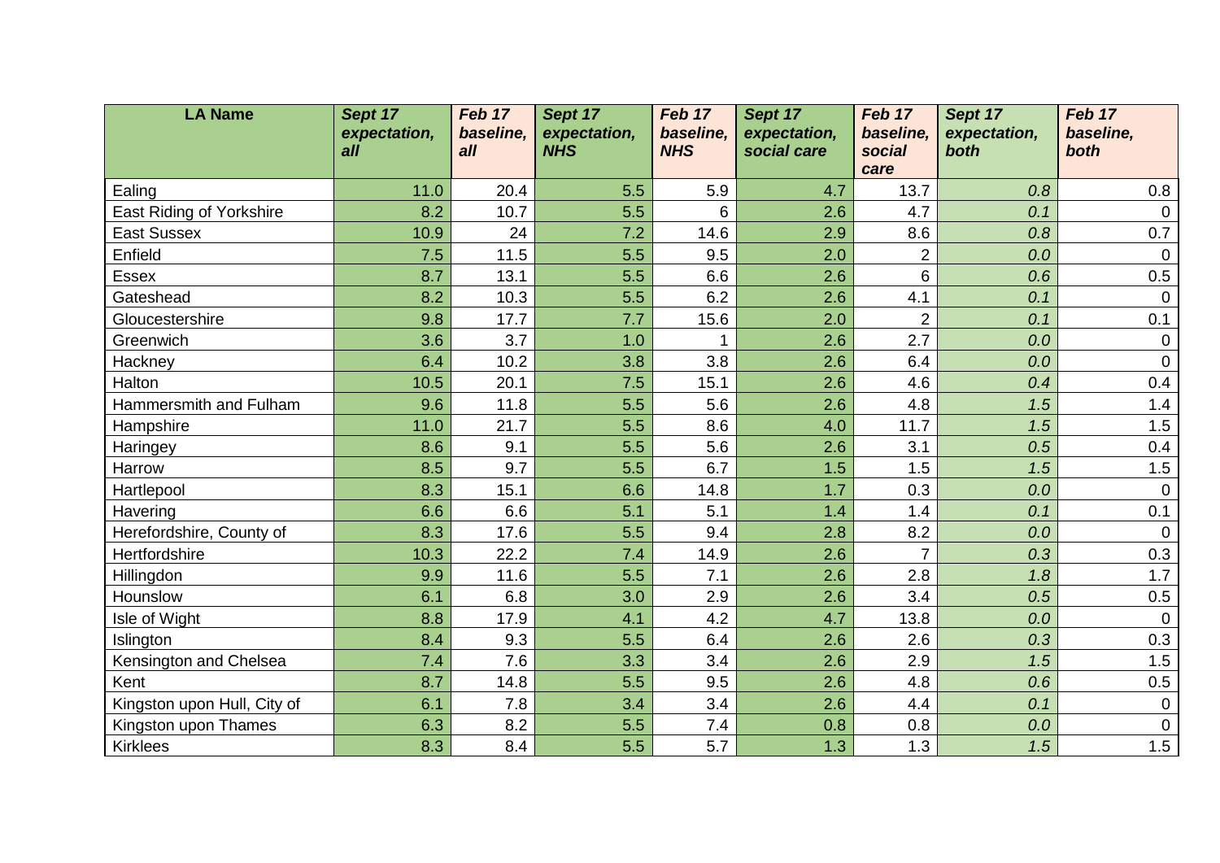| LA Name | *Sept 17 expectation, all* | *Feb 17 baseline, all* | *Sept 17 expectation, NHS* | *Feb 17 baseline, NHS* | *Sept 17 expectation, social care* | *Feb 17 baseline, social care* | *Sept 17 expectation, both* | *Feb 17 baseline, both* |
|---|---|---|---|---|---|---|---|---|
| Ealing | 11.0 | 20.4 | 5.5 | 5.9 | 4.7 | 13.7 | *0.8* | 0.8 |
| East Riding of Yorkshire | 8.2 | 10.7 | 5.5 | 6 | 2.6 | 4.7 | *0.1* | 0 |
| East Sussex | 10.9 | 24 | 7.2 | 14.6 | 2.9 | 8.6 | *0.8* | 0.7 |
| Enfield | 7.5 | 11.5 | 5.5 | 9.5 | 2.0 | 2 | *0.0* | 0 |
| Essex | 8.7 | 13.1 | 5.5 | 6.6 | 2.6 | 6 | *0.6* | 0.5 |
| Gateshead | 8.2 | 10.3 | 5.5 | 6.2 | 2.6 | 4.1 | *0.1* | 0 |
| Gloucestershire | 9.8 | 17.7 | 7.7 | 15.6 | 2.0 | 2 | *0.1* | 0.1 |
| Greenwich | 3.6 | 3.7 | 1.0 | 1 | 2.6 | 2.7 | *0.0* | 0 |
| Hackney | 6.4 | 10.2 | 3.8 | 3.8 | 2.6 | 6.4 | *0.0* | 0 |
| Halton | 10.5 | 20.1 | 7.5 | 15.1 | 2.6 | 4.6 | *0.4* | 0.4 |
| Hammersmith and Fulham | 9.6 | 11.8 | 5.5 | 5.6 | 2.6 | 4.8 | *1.5* | 1.4 |
| Hampshire | 11.0 | 21.7 | 5.5 | 8.6 | 4.0 | 11.7 | *1.5* | 1.5 |
| Haringey | 8.6 | 9.1 | 5.5 | 5.6 | 2.6 | 3.1 | *0.5* | 0.4 |
| Harrow | 8.5 | 9.7 | 5.5 | 6.7 | 1.5 | 1.5 | *1.5* | 1.5 |
| Hartlepool | 8.3 | 15.1 | 6.6 | 14.8 | 1.7 | 0.3 | *0.0* | 0 |
| Havering | 6.6 | 6.6 | 5.1 | 5.1 | 1.4 | 1.4 | *0.1* | 0.1 |
| Herefordshire, County of | 8.3 | 17.6 | 5.5 | 9.4 | 2.8 | 8.2 | *0.0* | 0 |
| Hertfordshire | 10.3 | 22.2 | 7.4 | 14.9 | 2.6 | 7 | *0.3* | 0.3 |
| Hillingdon | 9.9 | 11.6 | 5.5 | 7.1 | 2.6 | 2.8 | *1.8* | 1.7 |
| Hounslow | 6.1 | 6.8 | 3.0 | 2.9 | 2.6 | 3.4 | *0.5* | 0.5 |
| Isle of Wight | 8.8 | 17.9 | 4.1 | 4.2 | 4.7 | 13.8 | *0.0* | 0 |
| Islington | 8.4 | 9.3 | 5.5 | 6.4 | 2.6 | 2.6 | *0.3* | 0.3 |
| Kensington and Chelsea | 7.4 | 7.6 | 3.3 | 3.4 | 2.6 | 2.9 | *1.5* | 1.5 |
| Kent | 8.7 | 14.8 | 5.5 | 9.5 | 2.6 | 4.8 | *0.6* | 0.5 |
| Kingston upon Hull, City of | 6.1 | 7.8 | 3.4 | 3.4 | 2.6 | 4.4 | *0.1* | 0 |
| Kingston upon Thames | 6.3 | 8.2 | 5.5 | 7.4 | 0.8 | 0.8 | *0.0* | 0 |
| Kirklees | 8.3 | 8.4 | 5.5 | 5.7 | 1.3 | 1.3 | *1.5* | 1.5 |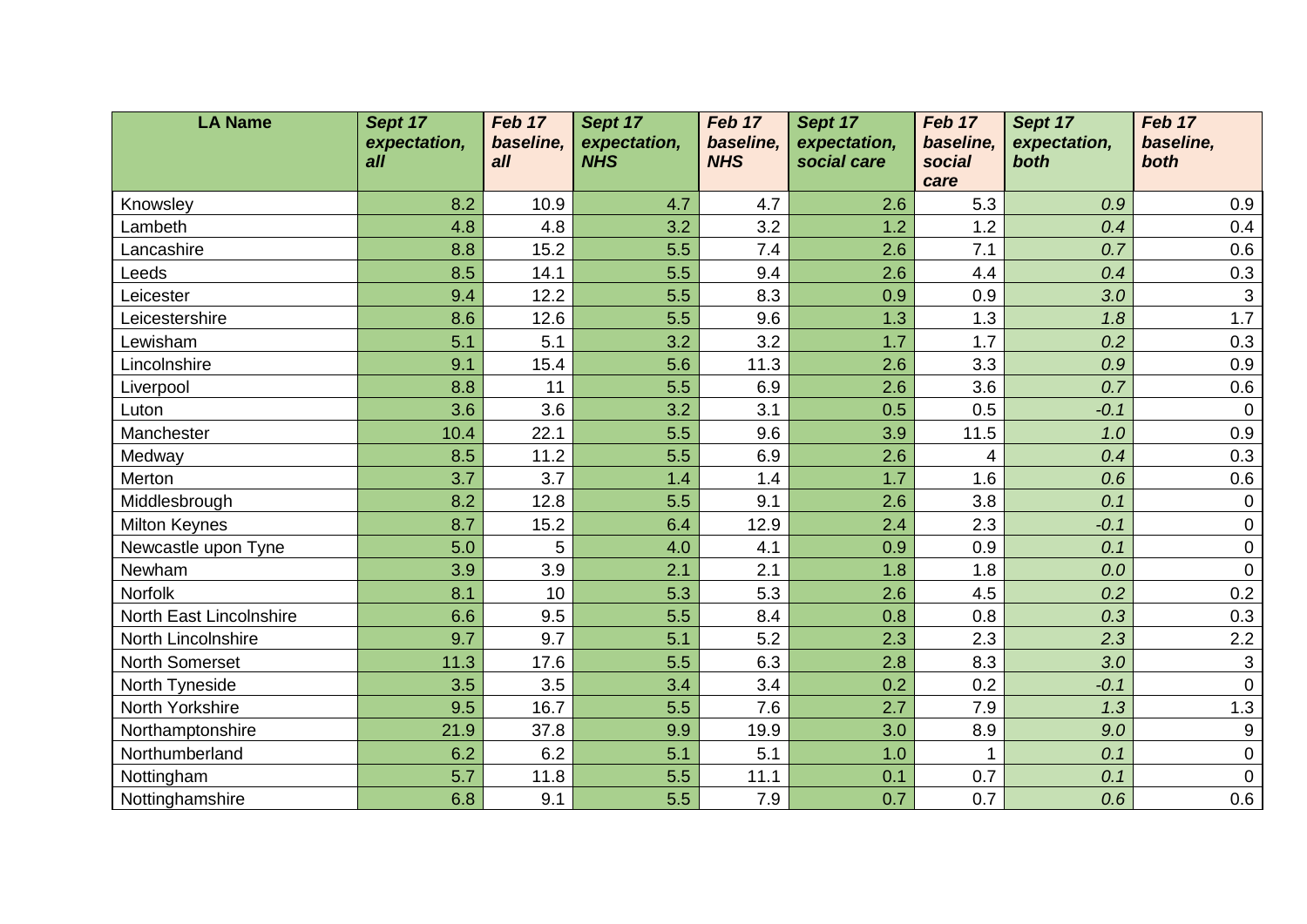| LA Name | *Sept 17 expectation, all* | *Feb 17 baseline, all* | *Sept 17 expectation, NHS* | *Feb 17 baseline, NHS* | *Sept 17 expectation, social care* | *Feb 17 baseline, social care* | *Sept 17 expectation, both* | *Feb 17 baseline, both* |
|---|---|---|---|---|---|---|---|---|
| Knowsley | 8.2 | 10.9 | 4.7 | 4.7 | 2.6 | 5.3 | *0.9* | 0.9 |
| Lambeth | 4.8 | 4.8 | 3.2 | 3.2 | 1.2 | 1.2 | *0.4* | 0.4 |
| Lancashire | 8.8 | 15.2 | 5.5 | 7.4 | 2.6 | 7.1 | *0.7* | 0.6 |
| Leeds | 8.5 | 14.1 | 5.5 | 9.4 | 2.6 | 4.4 | *0.4* | 0.3 |
| Leicester | 9.4 | 12.2 | 5.5 | 8.3 | 0.9 | 0.9 | *3.0* | 3 |
| Leicestershire | 8.6 | 12.6 | 5.5 | 9.6 | 1.3 | 1.3 | *1.8* | 1.7 |
| Lewisham | 5.1 | 5.1 | 3.2 | 3.2 | 1.7 | 1.7 | *0.2* | 0.3 |
| Lincolnshire | 9.1 | 15.4 | 5.6 | 11.3 | 2.6 | 3.3 | *0.9* | 0.9 |
| Liverpool | 8.8 | 11 | 5.5 | 6.9 | 2.6 | 3.6 | *0.7* | 0.6 |
| Luton | 3.6 | 3.6 | 3.2 | 3.1 | 0.5 | 0.5 | *-0.1* | 0 |
| Manchester | 10.4 | 22.1 | 5.5 | 9.6 | 3.9 | 11.5 | *1.0* | 0.9 |
| Medway | 8.5 | 11.2 | 5.5 | 6.9 | 2.6 | 4 | *0.4* | 0.3 |
| Merton | 3.7 | 3.7 | 1.4 | 1.4 | 1.7 | 1.6 | *0.6* | 0.6 |
| Middlesbrough | 8.2 | 12.8 | 5.5 | 9.1 | 2.6 | 3.8 | *0.1* | 0 |
| Milton Keynes | 8.7 | 15.2 | 6.4 | 12.9 | 2.4 | 2.3 | *-0.1* | 0 |
| Newcastle upon Tyne | 5.0 | 5 | 4.0 | 4.1 | 0.9 | 0.9 | *0.1* | 0 |
| Newham | 3.9 | 3.9 | 2.1 | 2.1 | 1.8 | 1.8 | *0.0* | 0 |
| Norfolk | 8.1 | 10 | 5.3 | 5.3 | 2.6 | 4.5 | *0.2* | 0.2 |
| North East Lincolnshire | 6.6 | 9.5 | 5.5 | 8.4 | 0.8 | 0.8 | *0.3* | 0.3 |
| North Lincolnshire | 9.7 | 9.7 | 5.1 | 5.2 | 2.3 | 2.3 | *2.3* | 2.2 |
| North Somerset | 11.3 | 17.6 | 5.5 | 6.3 | 2.8 | 8.3 | *3.0* | 3 |
| North Tyneside | 3.5 | 3.5 | 3.4 | 3.4 | 0.2 | 0.2 | *-0.1* | 0 |
| North Yorkshire | 9.5 | 16.7 | 5.5 | 7.6 | 2.7 | 7.9 | *1.3* | 1.3 |
| Northamptonshire | 21.9 | 37.8 | 9.9 | 19.9 | 3.0 | 8.9 | *9.0* | 9 |
| Northumberland | 6.2 | 6.2 | 5.1 | 5.1 | 1.0 | 1 | *0.1* | 0 |
| Nottingham | 5.7 | 11.8 | 5.5 | 11.1 | 0.1 | 0.7 | *0.1* | 0 |
| Nottinghamshire | 6.8 | 9.1 | 5.5 | 7.9 | 0.7 | 0.7 | *0.6* | 0.6 |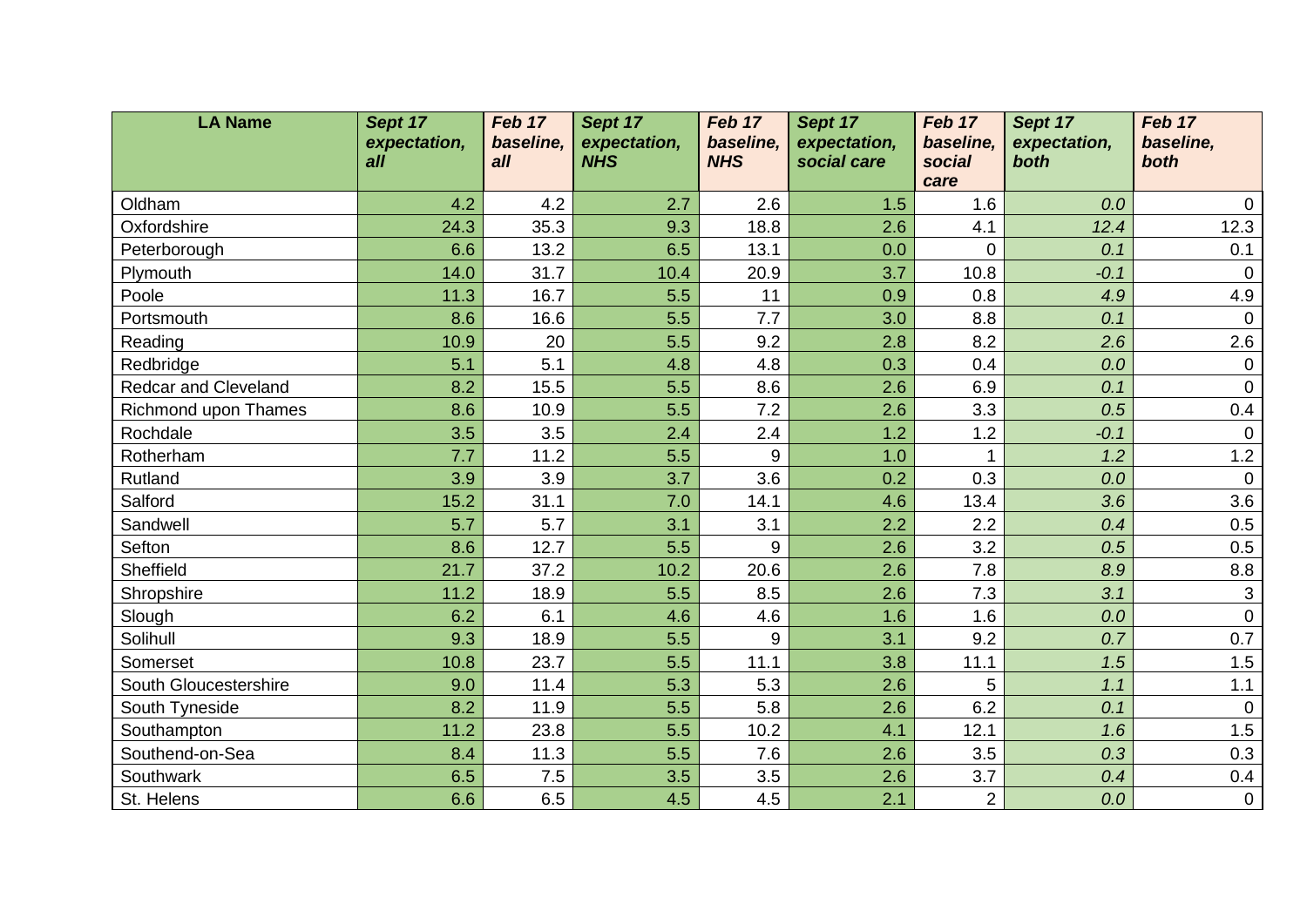| LA Name | *Sept 17 expectation, all* | *Feb 17 baseline, all* | *Sept 17 expectation, NHS* | *Feb 17 baseline, NHS* | *Sept 17 expectation, social care* | *Feb 17 baseline, social care* | *Sept 17 expectation, both* | *Feb 17 baseline, both* |
|---|---|---|---|---|---|---|---|---|
| Oldham | 4.2 | 4.2 | 2.7 | 2.6 | 1.5 | 1.6 | *0.0* | 0 |
| Oxfordshire | 24.3 | 35.3 | 9.3 | 18.8 | 2.6 | 4.1 | *12.4* | 12.3 |
| Peterborough | 6.6 | 13.2 | 6.5 | 13.1 | 0.0 | 0 | *0.1* | 0.1 |
| Plymouth | 14.0 | 31.7 | 10.4 | 20.9 | 3.7 | 10.8 | *-0.1* | 0 |
| Poole | 11.3 | 16.7 | 5.5 | 11 | 0.9 | 0.8 | *4.9* | 4.9 |
| Portsmouth | 8.6 | 16.6 | 5.5 | 7.7 | 3.0 | 8.8 | *0.1* | 0 |
| Reading | 10.9 | 20 | 5.5 | 9.2 | 2.8 | 8.2 | *2.6* | 2.6 |
| Redbridge | 5.1 | 5.1 | 4.8 | 4.8 | 0.3 | 0.4 | *0.0* | 0 |
| Redcar and Cleveland | 8.2 | 15.5 | 5.5 | 8.6 | 2.6 | 6.9 | *0.1* | 0 |
| Richmond upon Thames | 8.6 | 10.9 | 5.5 | 7.2 | 2.6 | 3.3 | *0.5* | 0.4 |
| Rochdale | 3.5 | 3.5 | 2.4 | 2.4 | 1.2 | 1.2 | *-0.1* | 0 |
| Rotherham | 7.7 | 11.2 | 5.5 | 9 | 1.0 | 1 | *1.2* | 1.2 |
| Rutland | 3.9 | 3.9 | 3.7 | 3.6 | 0.2 | 0.3 | *0.0* | 0 |
| Salford | 15.2 | 31.1 | 7.0 | 14.1 | 4.6 | 13.4 | *3.6* | 3.6 |
| Sandwell | 5.7 | 5.7 | 3.1 | 3.1 | 2.2 | 2.2 | *0.4* | 0.5 |
| Sefton | 8.6 | 12.7 | 5.5 | 9 | 2.6 | 3.2 | *0.5* | 0.5 |
| Sheffield | 21.7 | 37.2 | 10.2 | 20.6 | 2.6 | 7.8 | *8.9* | 8.8 |
| Shropshire | 11.2 | 18.9 | 5.5 | 8.5 | 2.6 | 7.3 | *3.1* | 3 |
| Slough | 6.2 | 6.1 | 4.6 | 4.6 | 1.6 | 1.6 | *0.0* | 0 |
| Solihull | 9.3 | 18.9 | 5.5 | 9 | 3.1 | 9.2 | *0.7* | 0.7 |
| Somerset | 10.8 | 23.7 | 5.5 | 11.1 | 3.8 | 11.1 | *1.5* | 1.5 |
| South Gloucestershire | 9.0 | 11.4 | 5.3 | 5.3 | 2.6 | 5 | *1.1* | 1.1 |
| South Tyneside | 8.2 | 11.9 | 5.5 | 5.8 | 2.6 | 6.2 | *0.1* | 0 |
| Southampton | 11.2 | 23.8 | 5.5 | 10.2 | 4.1 | 12.1 | *1.6* | 1.5 |
| Southend-on-Sea | 8.4 | 11.3 | 5.5 | 7.6 | 2.6 | 3.5 | *0.3* | 0.3 |
| Southwark | 6.5 | 7.5 | 3.5 | 3.5 | 2.6 | 3.7 | *0.4* | 0.4 |
| St. Helens | 6.6 | 6.5 | 4.5 | 4.5 | 2.1 | 2 | *0.0* | 0 |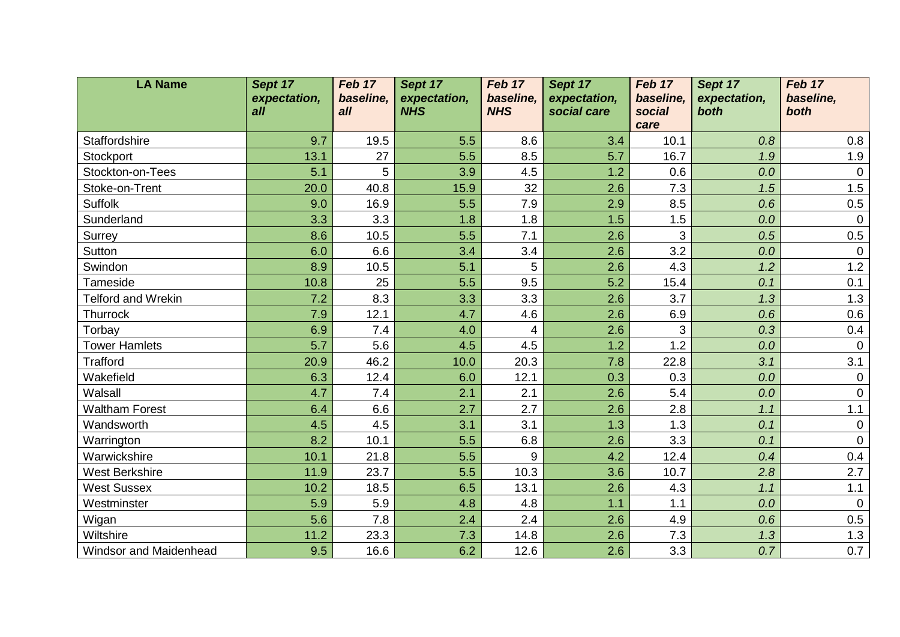| LA Name | *Sept 17 expectation, all* | *Feb 17 baseline, all* | *Sept 17 expectation, NHS* | *Feb 17 baseline, NHS* | *Sept 17 expectation, social care* | *Feb 17 baseline, social care* | *Sept 17 expectation, both* | *Feb 17 baseline, both* |
|---|---|---|---|---|---|---|---|---|
| Staffordshire | 9.7 | 19.5 | 5.5 | 8.6 | 3.4 | 10.1 | *0.8* | 0.8 |
| Stockport | 13.1 | 27 | 5.5 | 8.5 | 5.7 | 16.7 | *1.9* | 1.9 |
| Stockton-on-Tees | 5.1 | 5 | 3.9 | 4.5 | 1.2 | 0.6 | *0.0* | 0 |
| Stoke-on-Trent | 20.0 | 40.8 | 15.9 | 32 | 2.6 | 7.3 | *1.5* | 1.5 |
| Suffolk | 9.0 | 16.9 | 5.5 | 7.9 | 2.9 | 8.5 | *0.6* | 0.5 |
| Sunderland | 3.3 | 3.3 | 1.8 | 1.8 | 1.5 | 1.5 | *0.0* | 0 |
| Surrey | 8.6 | 10.5 | 5.5 | 7.1 | 2.6 | 3 | *0.5* | 0.5 |
| Sutton | 6.0 | 6.6 | 3.4 | 3.4 | 2.6 | 3.2 | *0.0* | 0 |
| Swindon | 8.9 | 10.5 | 5.1 | 5 | 2.6 | 4.3 | *1.2* | 1.2 |
| Tameside | 10.8 | 25 | 5.5 | 9.5 | 5.2 | 15.4 | *0.1* | 0.1 |
| Telford and Wrekin | 7.2 | 8.3 | 3.3 | 3.3 | 2.6 | 3.7 | *1.3* | 1.3 |
| Thurrock | 7.9 | 12.1 | 4.7 | 4.6 | 2.6 | 6.9 | *0.6* | 0.6 |
| Torbay | 6.9 | 7.4 | 4.0 | 4 | 2.6 | 3 | *0.3* | 0.4 |
| Tower Hamlets | 5.7 | 5.6 | 4.5 | 4.5 | 1.2 | 1.2 | *0.0* | 0 |
| Trafford | 20.9 | 46.2 | 10.0 | 20.3 | 7.8 | 22.8 | *3.1* | 3.1 |
| Wakefield | 6.3 | 12.4 | 6.0 | 12.1 | 0.3 | 0.3 | *0.0* | 0 |
| Walsall | 4.7 | 7.4 | 2.1 | 2.1 | 2.6 | 5.4 | *0.0* | 0 |
| Waltham Forest | 6.4 | 6.6 | 2.7 | 2.7 | 2.6 | 2.8 | *1.1* | 1.1 |
| Wandsworth | 4.5 | 4.5 | 3.1 | 3.1 | 1.3 | 1.3 | *0.1* | 0 |
| Warrington | 8.2 | 10.1 | 5.5 | 6.8 | 2.6 | 3.3 | *0.1* | 0 |
| Warwickshire | 10.1 | 21.8 | 5.5 | 9 | 4.2 | 12.4 | *0.4* | 0.4 |
| West Berkshire | 11.9 | 23.7 | 5.5 | 10.3 | 3.6 | 10.7 | *2.8* | 2.7 |
| West Sussex | 10.2 | 18.5 | 6.5 | 13.1 | 2.6 | 4.3 | *1.1* | 1.1 |
| Westminster | 5.9 | 5.9 | 4.8 | 4.8 | 1.1 | 1.1 | *0.0* | 0 |
| Wigan | 5.6 | 7.8 | 2.4 | 2.4 | 2.6 | 4.9 | *0.6* | 0.5 |
| Wiltshire | 11.2 | 23.3 | 7.3 | 14.8 | 2.6 | 7.3 | *1.3* | 1.3 |
| Windsor and Maidenhead | 9.5 | 16.6 | 6.2 | 12.6 | 2.6 | 3.3 | *0.7* | 0.7 |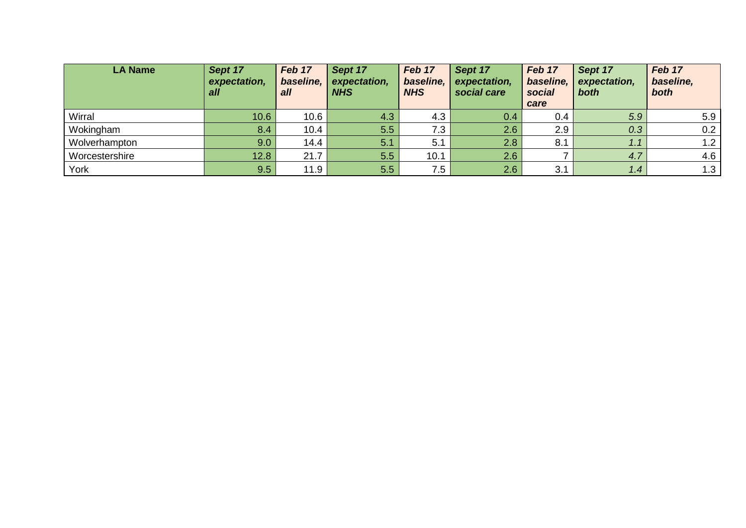| LA Name | *Sept 17 expectation, all* | *Feb 17 baseline, all* | *Sept 17 expectation, NHS* | *Feb 17 baseline, NHS* | *Sept 17 expectation, social care* | *Feb 17 baseline, social care* | *Sept 17 expectation, both* | *Feb 17 baseline, both* |
|---|---|---|---|---|---|---|---|---|
| Wirral | 10.6 | 10.6 | 4.3 | 4.3 | 0.4 | 0.4 | *5.9* | 5.9 |
| Wokingham | 8.4 | 10.4 | 5.5 | 7.3 | 2.6 | 2.9 | *0.3* | 0.2 |
| Wolverhampton | 9.0 | 14.4 | 5.1 | 5.1 | 2.8 | 8.1 | *1.1* | 1.2 |
| Worcestershire | 12.8 | 21.7 | 5.5 | 10.1 | 2.6 | 7 | *4.7* | 4.6 |
| York | 9.5 | 11.9 | 5.5 | 7.5 | 2.6 | 3.1 | *1.4* | 1.3 |